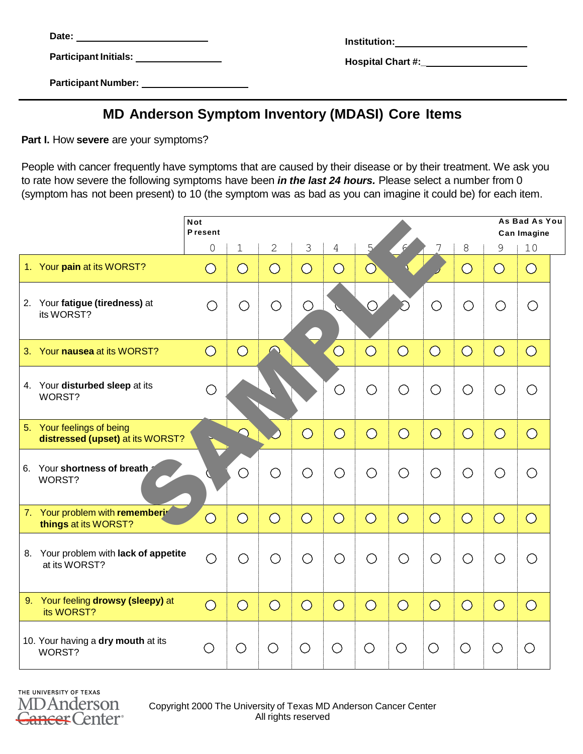Date: ____________________

Participant Initials: ____________________

Participant Number: ____________________

Institution: ____________________

Hospital Chart #: ____________________

---

# MD Anderson Symptom Inventory (MDASI) Core Items

**Part I.** How **severe** are your symptoms?

People with cancer frequently have symptoms that are caused by their disease or by their treatment. We ask you to rate how severe the following symptoms have been ***in the last 24 hours.*** Please select a number from 0 (symptom has not been present) to 10 (the symptom was as bad as you can imagine it could be) for each item.

| | Not Present 0 | 1 | 2 | 3 | 4 | 5 | 6 | 7 | 8 | 9 | As Bad As You Can Imagine 10 |
|---|---|---|---|---|---|---|---|---|---|---|---|
| 1. Your **pain** at its WORST? | ○ | ○ | ○ | ○ | ○ | ○ | ○ | ○ | ○ | ○ | ○ |
| 2. Your **fatigue (tiredness)** at its WORST? | ○ | ○ | ○ | ○ | ○ | ○ | ○ | ○ | ○ | ○ | ○ |
| 3. Your **nausea** at its WORST? | ○ | ○ | ○ | ○ | ○ | ○ | ○ | ○ | ○ | ○ | ○ |
| 4. Your **disturbed sleep** at its WORST? | ○ | ○ | ○ | ○ | ○ | ○ | ○ | ○ | ○ | ○ | ○ |
| 5. Your feelings of being **distressed (upset)** at its WORST? | ○ | ○ | ○ | ○ | ○ | ○ | ○ | ○ | ○ | ○ | ○ |
| 6. Your **shortness of breath** at its WORST? | ○ | ○ | ○ | ○ | ○ | ○ | ○ | ○ | ○ | ○ | ○ |
| 7. Your problem with **remembering things** at its WORST? | ○ | ○ | ○ | ○ | ○ | ○ | ○ | ○ | ○ | ○ | ○ |
| 8. Your problem with **lack of appetite** at its WORST? | ○ | ○ | ○ | ○ | ○ | ○ | ○ | ○ | ○ | ○ | ○ |
| 9. Your feeling **drowsy (sleepy)** at its WORST? | ○ | ○ | ○ | ○ | ○ | ○ | ○ | ○ | ○ | ○ | ○ |
| 10. Your having a **dry mouth** at its WORST? | ○ | ○ | ○ | ○ | ○ | ○ | ○ | ○ | ○ | ○ | ○ |

SAMPLE

THE UNIVERSITY OF TEXAS MD Anderson ~~Cancer~~ Center

Copyright 2000 The University of Texas MD Anderson Cancer Center
All rights reserved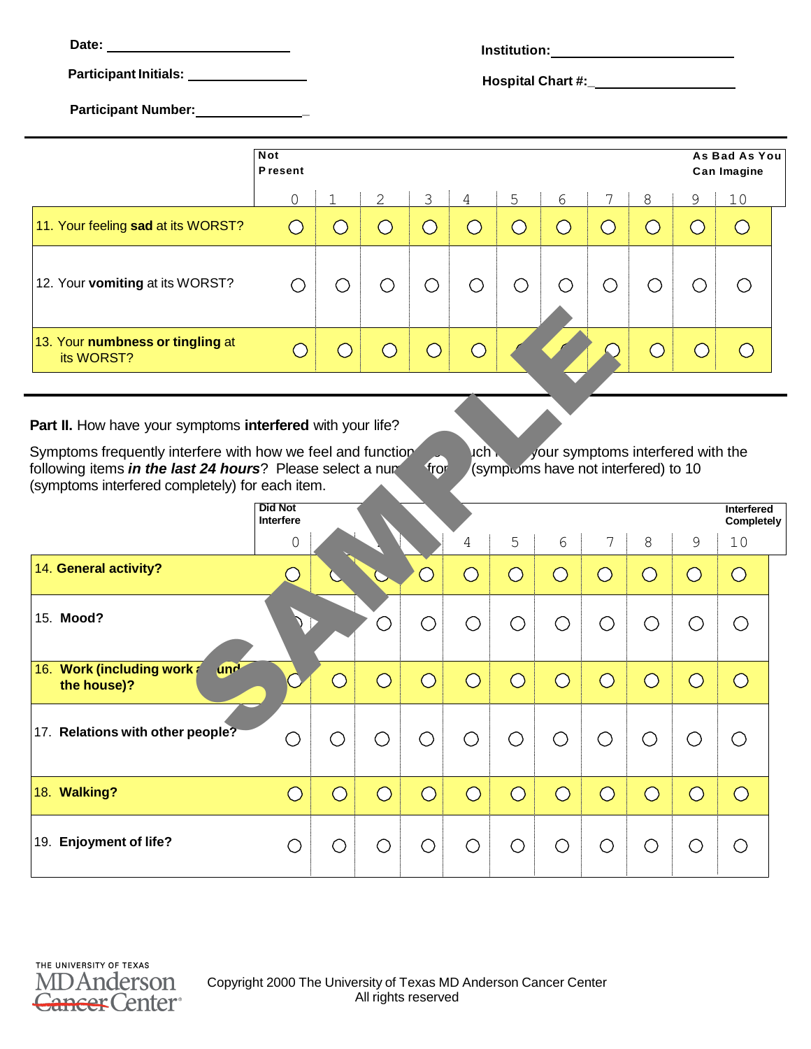Date: ______________________ Institution: ______________________

Participant Initials: ______________ Hospital Chart #: ______________

Participant Number: ______________

| | Not Present 0 | 1 | 2 | 3 | 4 | 5 | 6 | 7 | 8 | 9 | As Bad As You Can Imagine 10 |
|---|---|---|---|---|---|---|---|---|---|---|---|
| 11. Your feeling **sad** at its WORST? | ○ | ○ | ○ | ○ | ○ | ○ | ○ | ○ | ○ | ○ | ○ |
| 12. Your **vomiting** at its WORST? | ○ | ○ | ○ | ○ | ○ | ○ | ○ | ○ | ○ | ○ | ○ |
| 13. Your **numbness or tingling** at its WORST? | ○ | ○ | ○ | ○ | ○ | ○ | ○ | ○ | ○ | ○ | ○ |

**Part II.** How have your symptoms **interfered** with your life?

Symptoms frequently interfere with how we feel and function. How much have your symptoms interfered with the following items ***in the last 24 hours***? Please select a number from 0 (symptoms have not interfered) to 10 (symptoms interfered completely) for each item.

| | Did Not Interfere 0 | 1 | 2 | 3 | 4 | 5 | 6 | 7 | 8 | 9 | Interfered Completely 10 |
|---|---|---|---|---|---|---|---|---|---|---|---|
| 14. **General activity?** | ○ | ○ | ○ | ○ | ○ | ○ | ○ | ○ | ○ | ○ | ○ |
| 15. **Mood?** | ○ | ○ | ○ | ○ | ○ | ○ | ○ | ○ | ○ | ○ | ○ |
| 16. **Work (including work around the house)?** | ○ | ○ | ○ | ○ | ○ | ○ | ○ | ○ | ○ | ○ | ○ |
| 17. **Relations with other people?** | ○ | ○ | ○ | ○ | ○ | ○ | ○ | ○ | ○ | ○ | ○ |
| 18. **Walking?** | ○ | ○ | ○ | ○ | ○ | ○ | ○ | ○ | ○ | ○ | ○ |
| 19. **Enjoyment of life?** | ○ | ○ | ○ | ○ | ○ | ○ | ○ | ○ | ○ | ○ | ○ |

SAMPLE

THE UNIVERSITY OF TEXAS MD Anderson Cancer Center

Copyright 2000 The University of Texas MD Anderson Cancer Center
All rights reserved